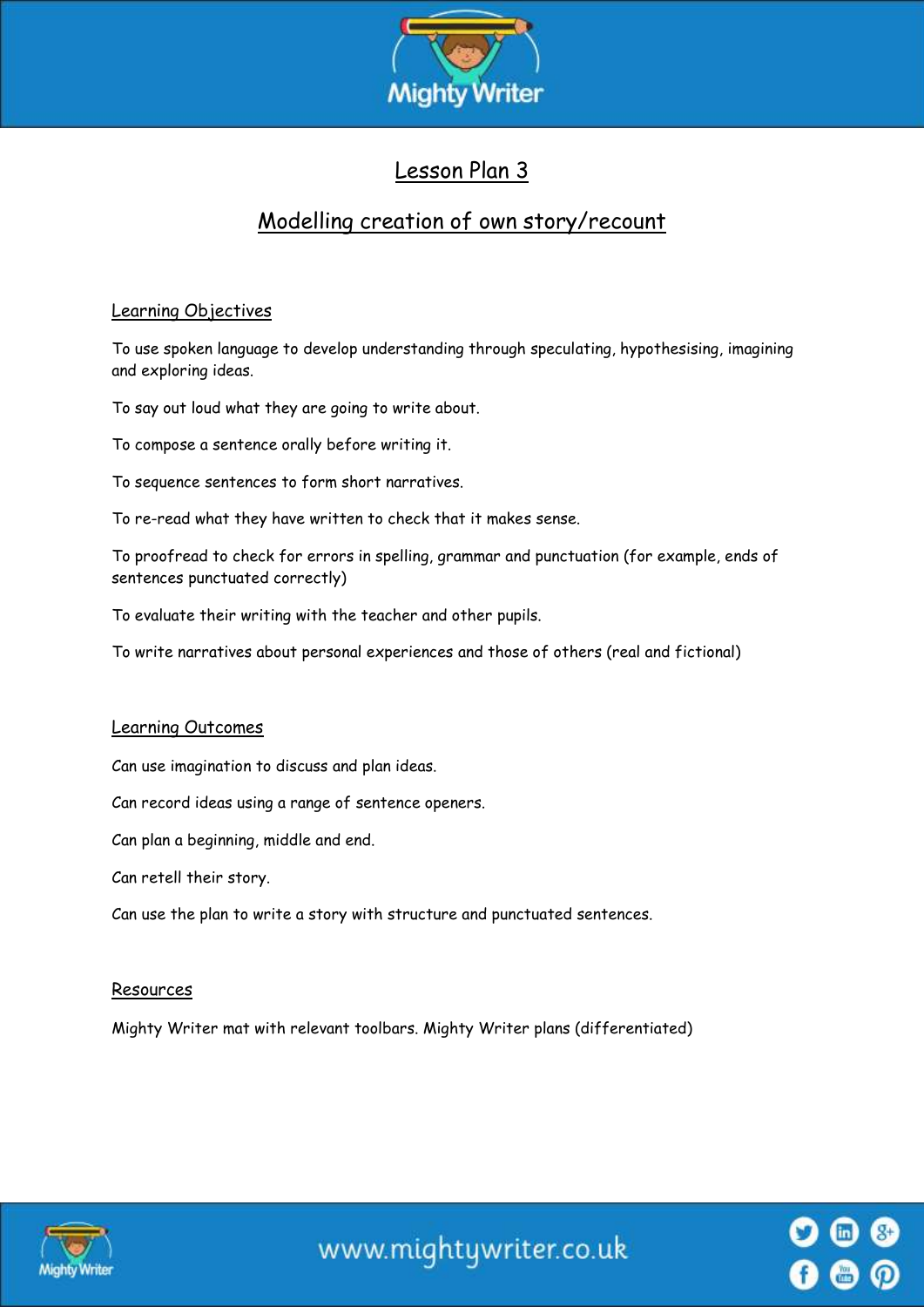# Lesson Plan 3

## Modelling creation of own story/recount

### Learning Objectives

To use spoken language to develop understanding through speculating, hypothesising, imagining and exploring ideas.

To say out loud what they are going to write about.

To compose a sentence orally before writing it.

To sequence sentences to form short narratives.

To re-read what they have written to check that it makes sense.

To proofread to check for errors in spelling, grammar and punctuation (for example, ends of sentences punctuated correctly)

To evaluate their writing with the teacher and other pupils.

To write narratives about personal experiences and those of others (real and fictional)

### Learning Outcomes

Can use imagination to discuss and plan ideas.

Can record ideas using a range of sentence openers.

Can plan a beginning, middle and end.

Can retell their story.

Can use the plan to write a story with structure and punctuated sentences.

### Resources

Mighty Writer mat with relevant toolbars. Mighty Writer plans (differentiated)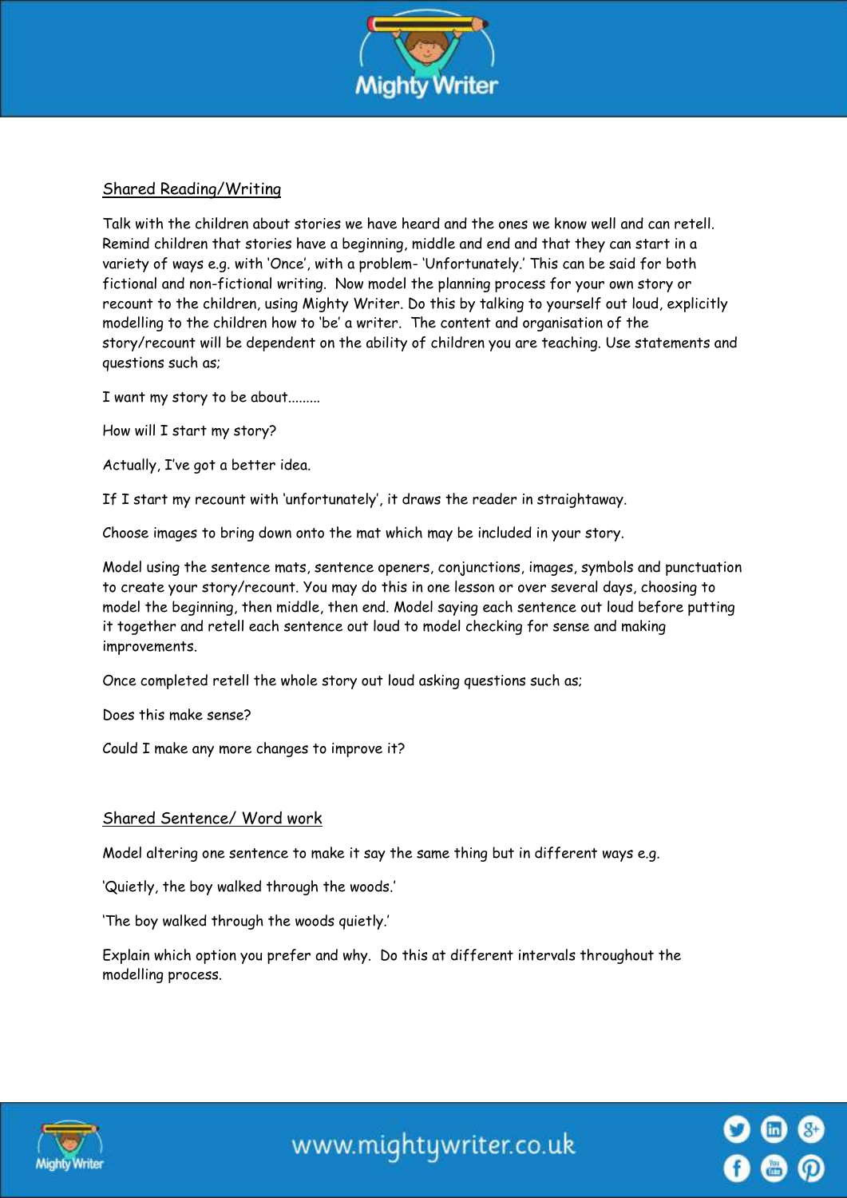## Shared Reading/Writing

Talk with the children about stories we have heard and the ones we know well and can retell. Remind children that stories have a beginning, middle and end and that they can start in a variety of ways e.g. with 'Once', with a problem- 'Unfortunately.' This can be said for both fictional and non-fictional writing. Now model the planning process for your own story or recount to the children, using Mighty Writer. Do this by talking to yourself out loud, explicitly modelling to the children how to 'be' a writer. The content and organisation of the story/recount will be dependent on the ability of children you are teaching. Use statements and questions such as;

I want my story to be about.........

How will I start my story?

Actually, I've got a better idea.

If I start my recount with 'unfortunately', it draws the reader in straightaway.

Choose images to bring down onto the mat which may be included in your story.

Model using the sentence mats, sentence openers, conjunctions, images, symbols and punctuation to create your story/recount. You may do this in one lesson or over several days, choosing to model the beginning, then middle, then end. Model saying each sentence out loud before putting it together and retell each sentence out loud to model checking for sense and making improvements.

Once completed retell the whole story out loud asking questions such as;

Does this make sense?

Could I make any more changes to improve it?

## Shared Sentence/ Word work

Model altering one sentence to make it say the same thing but in different ways e.g.

'Quietly, the boy walked through the woods.'

'The boy walked through the woods quietly.'

Explain which option you prefer and why. Do this at different intervals throughout the modelling process.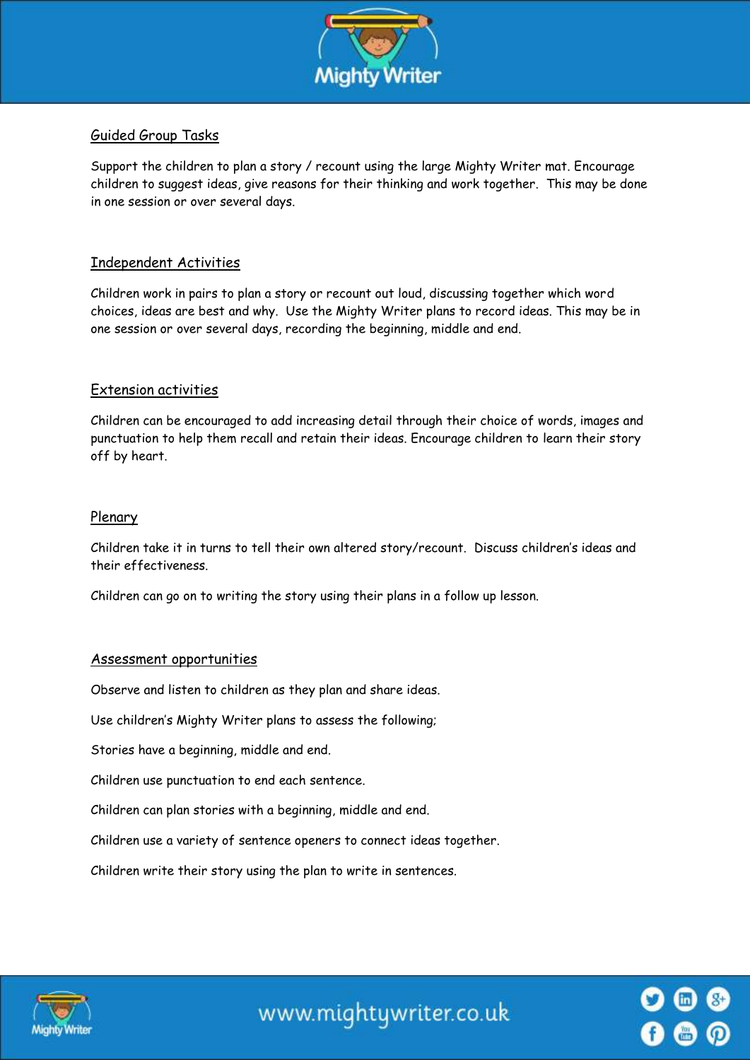## Guided Group Tasks

Support the children to plan a story / recount using the large Mighty Writer mat. Encourage children to suggest ideas, give reasons for their thinking and work together.  This may be done in one session or over several days.

## Independent Activities

Children work in pairs to plan a story or recount out loud, discussing together which word choices, ideas are best and why.  Use the Mighty Writer plans to record ideas. This may be in one session or over several days, recording the beginning, middle and end.

## Extension activities

Children can be encouraged to add increasing detail through their choice of words, images and punctuation to help them recall and retain their ideas. Encourage children to learn their story off by heart.

## Plenary

Children take it in turns to tell their own altered story/recount.  Discuss children's ideas and their effectiveness.

Children can go on to writing the story using their plans in a follow up lesson.

## Assessment opportunities

Observe and listen to children as they plan and share ideas.

Use children's Mighty Writer plans to assess the following;

Stories have a beginning, middle and end.

Children use punctuation to end each sentence.

Children can plan stories with a beginning, middle and end.

Children use a variety of sentence openers to connect ideas together.

Children write their story using the plan to write in sentences.